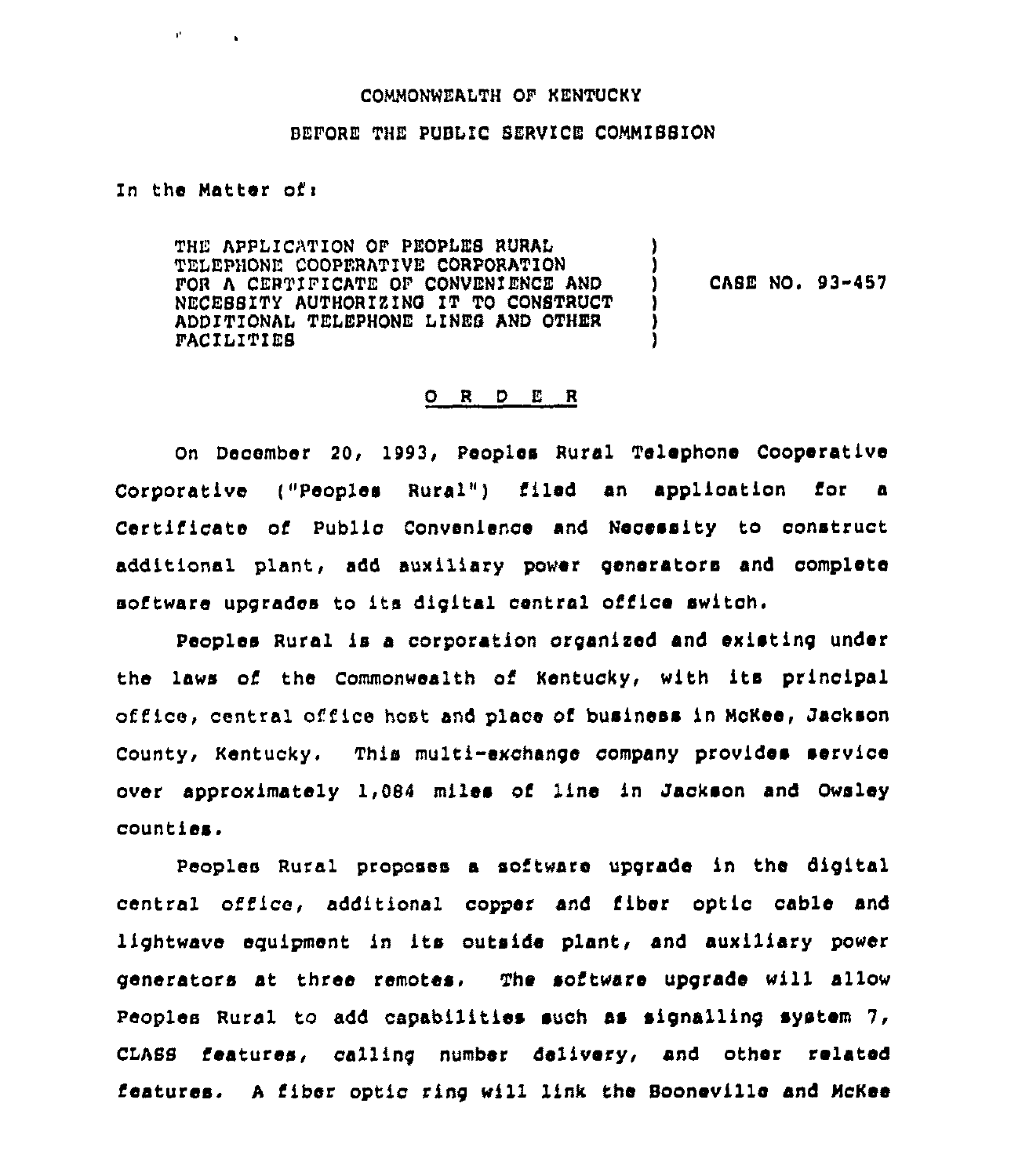COMMONWEALTH OF KENTUCKY

BEFORE THE PUBLIC SERVICE COMMISSION

In the Matter of:

| | | |
|---|---|---|
| THE APPLICATION OF PEOPLES RURAL TELEPHONE COOPERATIVE CORPORATION FOR A CERTIFICATE OF CONVENIENCE AND NECESSITY AUTHORIZING IT TO CONSTRUCT ADDITIONAL TELEPHONE LINES AND OTHER FACILITIES | ) | CASE NO. 93-457 |

O R D E R

On December 20, 1993, Peoples Rural Telephone Cooperative Corporative ("Peoples Rural") filed an application for a Certificate of Public Convenience and Necessity to construct additional plant, add auxiliary power generators and complete software upgrades to its digital central office switch.

Peoples Rural is a corporation organized and existing under the laws of the Commonwealth of Kentucky, with its principal office, central office host and place of business in McKee, Jackson County, Kentucky. This multi-exchange company provides service over approximately 1,084 miles of line in Jackson and Owsley counties.

Peoples Rural proposes a software upgrade in the digital central office, additional copper and fiber optic cable and lightwave equipment in its outside plant, and auxiliary power generators at three remotes. The software upgrade will allow Peoples Rural to add capabilities such as signalling system 7, CLASS features, calling number delivery, and other related features. A fiber optic ring will link the Booneville and McKee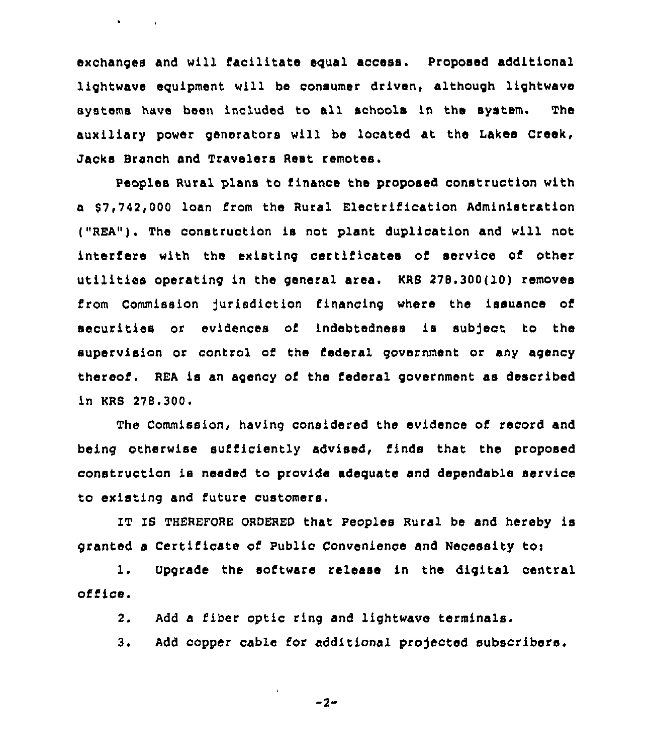exchanges and will facilitate equal access. Proposed additional lightwave equipment will be consumer driven, although lightwave systems have been included to all schools in the system. The auxiliary power generators will be located at the Lakes Creek, Jacks Branch and Travelers Rest remotes.

Peoples Rural plans to finance the proposed construction with a $7,742,000 loan from the Rural Electrification Administration ("REA"). The construction is not plant duplication and will not interfere with the existing certificates of service of other utilities operating in the general area. KRS 278.300(10) removes from Commission jurisdiction financing where the issuance of securities or evidences of indebtedness is subject to the supervision or control of the federal government or any agency thereof. REA is an agency of the federal government as described in KRS 278.300.

The Commission, having considered the evidence of record and being otherwise sufficiently advised, finds that the proposed construction is needed to provide adequate and dependable service to existing and future customers.

IT IS THEREFORE ORDERED that Peoples Rural be and hereby is granted a Certificate of Public Convenience and Necessity to:

1. Upgrade the software release in the digital central office.

2. Add a fiber optic ring and lightwave terminals.

3. Add copper cable for additional projected subscribers.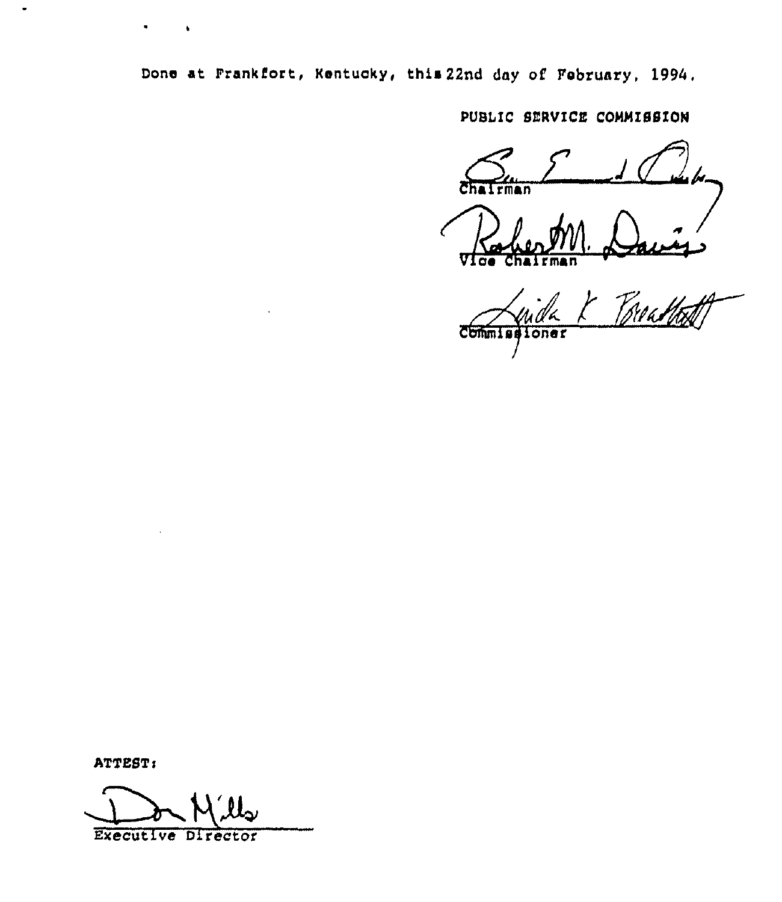Done at Frankfort, Kentucky, this 22nd day of February, 1994.

PUBLIC SERVICE COMMISSION

Chairman

Vice Chairman

Commissioner

ATTEST:

Executive Director